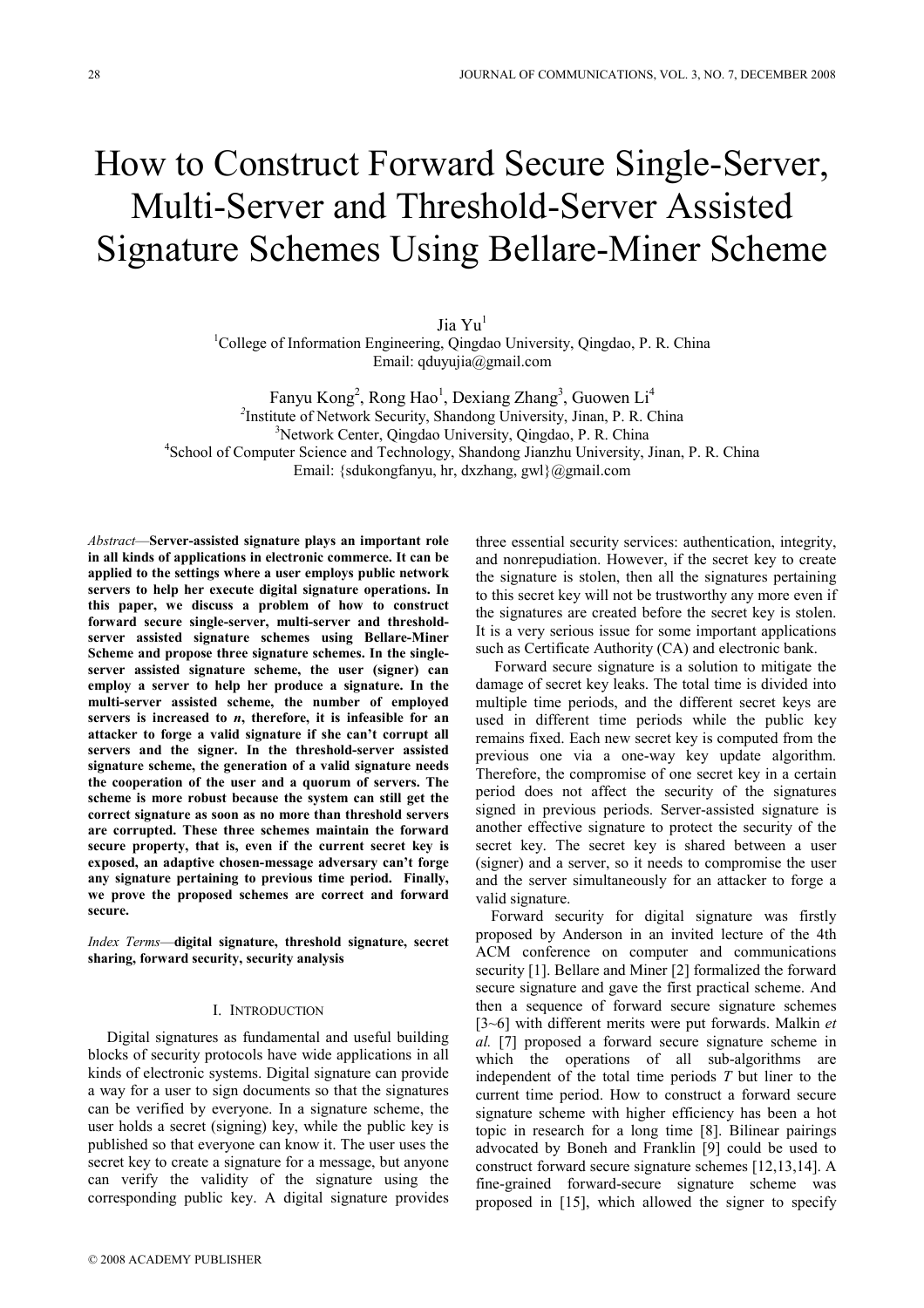# How to Construct Forward Secure Single-Server, Multi-Server and Threshold-Server Assisted Signature Schemes Using Bellare-Miner Scheme

Jia Yu[1]

[1]College of Information Engineering, Qingdao University, Qingdao, P. R. China

Email: qduyujia@gmail.com

Fanyu Kong[2], Rong Hao[1], Dexiang Zhang[3], Guowen Li[4]

[2]Institute of Network Security, Shandong University, Jinan, P. R. China

[3]Network Center, Qingdao University, Qingdao, P. R. China

[4]School of Computer Science and Technology, Shandong Jianzhu University, Jinan, P. R. China

Email: {sdukongfanyu, hr, dxzhang, gwl}@gmail.com

*Abstract*—**Server-assisted signature plays an important role in all kinds of applications in electronic commerce. It can be applied to the settings where a user employs public network servers to help her execute digital signature operations. In this paper, we discuss a problem of how to construct forward secure single-server, multi-server and threshold-server assisted signature schemes using Bellare-Miner Scheme and propose three signature schemes. In the single-server assisted signature scheme, the user (signer) can employ a server to help her produce a signature. In the multi-server assisted scheme, the number of employed servers is increased to *n*, therefore, it is infeasible for an attacker to forge a valid signature if she can't corrupt all servers and the signer. In the threshold-server assisted signature scheme, the generation of a valid signature needs the cooperation of the user and a quorum of servers. The scheme is more robust because the system can still get the correct signature as soon as no more than threshold servers are corrupted. These three schemes maintain the forward secure property, that is, even if the current secret key is exposed, an adaptive chosen-message adversary can't forge any signature pertaining to previous time period. Finally, we prove the proposed schemes are correct and forward secure.**

*Index Terms*—**digital signature, threshold signature, secret sharing, forward security, security analysis**

## I. Introduction

Digital signatures as fundamental and useful building blocks of security protocols have wide applications in all kinds of electronic systems. Digital signature can provide a way for a user to sign documents so that the signatures can be verified by everyone. In a signature scheme, the user holds a secret (signing) key, while the public key is published so that everyone can know it. The user uses the secret key to create a signature for a message, but anyone can verify the validity of the signature using the corresponding public key. A digital signature provides three essential security services: authentication, integrity, and nonrepudiation. However, if the secret key to create the signature is stolen, then all the signatures pertaining to this secret key will not be trustworthy any more even if the signatures are created before the secret key is stolen. It is a very serious issue for some important applications such as Certificate Authority (CA) and electronic bank.

Forward secure signature is a solution to mitigate the damage of secret key leaks. The total time is divided into multiple time periods, and the different secret keys are used in different time periods while the public key remains fixed. Each new secret key is computed from the previous one via a one-way key update algorithm. Therefore, the compromise of one secret key in a certain period does not affect the security of the signatures signed in previous periods. Server-assisted signature is another effective signature to protect the security of the secret key. The secret key is shared between a user (signer) and a server, so it needs to compromise the user and the server simultaneously for an attacker to forge a valid signature.

Forward security for digital signature was firstly proposed by Anderson in an invited lecture of the 4th ACM conference on computer and communications security [1]. Bellare and Miner [2] formalized the forward secure signature and gave the first practical scheme. And then a sequence of forward secure signature schemes [3~6] with different merits were put forwards. Malkin *et al.* [7] proposed a forward secure signature scheme in which the operations of all sub-algorithms are independent of the total time periods *T* but liner to the current time period. How to construct a forward secure signature scheme with higher efficiency has been a hot topic in research for a long time [8]. Bilinear pairings advocated by Boneh and Franklin [9] could be used to construct forward secure signature schemes [12,13,14]. A fine-grained forward-secure signature scheme was proposed in [15], which allowed the signer to specify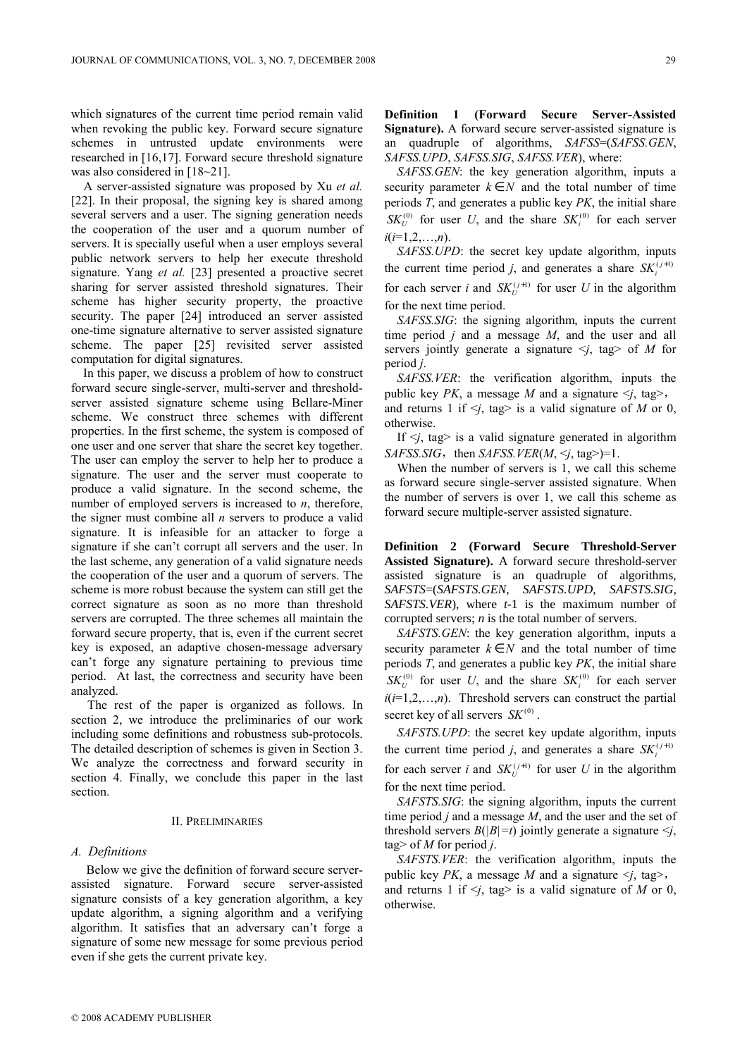which signatures of the current time period remain valid when revoking the public key. Forward secure signature schemes in untrusted update environments were researched in [16,17]. Forward secure threshold signature was also considered in [18~21].

A server-assisted signature was proposed by Xu *et al.* [22]. In their proposal, the signing key is shared among several servers and a user. The signing generation needs the cooperation of the user and a quorum number of servers. It is specially useful when a user employs several public network servers to help her execute threshold signature. Yang *et al.* [23] presented a proactive secret sharing for server assisted threshold signatures. Their scheme has higher security property, the proactive security. The paper [24] introduced an server assisted one-time signature alternative to server assisted signature scheme. The paper [25] revisited server assisted computation for digital signatures.

In this paper, we discuss a problem of how to construct forward secure single-server, multi-server and threshold-server assisted signature scheme using Bellare-Miner scheme. We construct three schemes with different properties. In the first scheme, the system is composed of one user and one server that share the secret key together. The user can employ the server to help her to produce a signature. The user and the server must cooperate to produce a valid signature. In the second scheme, the number of employed servers is increased to *n*, therefore, the signer must combine all *n* servers to produce a valid signature. It is infeasible for an attacker to forge a signature if she can't corrupt all servers and the user. In the last scheme, any generation of a valid signature needs the cooperation of the user and a quorum of servers. The scheme is more robust because the system can still get the correct signature as soon as no more than threshold servers are corrupted. The three schemes all maintain the forward secure property, that is, even if the current secret key is exposed, an adaptive chosen-message adversary can't forge any signature pertaining to previous time period. At last, the correctness and security have been analyzed.

The rest of the paper is organized as follows. In section 2, we introduce the preliminaries of our work including some definitions and robustness sub-protocols. The detailed description of schemes is given in Section 3. We analyze the correctness and forward security in section 4. Finally, we conclude this paper in the last section.

## II. Preliminaries

### A. Definitions

Below we give the definition of forward secure server-assisted signature. Forward secure server-assisted signature consists of a key generation algorithm, a key update algorithm, a signing algorithm and a verifying algorithm. It satisfies that an adversary can't forge a signature of some new message for some previous period even if she gets the current private key.

**Definition 1 (Forward Secure Server-Assisted Signature).** A forward secure server-assisted signature is an quadruple of algorithms, *SAFSS*=(*SAFSS.GEN*, *SAFSS.UPD*, *SAFSS.SIG*, *SAFSS.VER*), where:

*SAFSS.GEN*: the key generation algorithm, inputs a security parameter $k \in N$ and the total number of time periods *T*, and generates a public key *PK*, the initial share $SK_U^{(0)}$ for user *U*, and the share $SK_i^{(0)}$ for each server $i(i=1,2,\ldots,n)$.

*SAFSS.UPD*: the secret key update algorithm, inputs the current time period *j*, and generates a share $SK_i^{(j+1)}$ for each server *i* and $SK_U^{(j+1)}$ for user *U* in the algorithm for the next time period.

*SAFSS.SIG*: the signing algorithm, inputs the current time period *j* and a message *M*, and the user and all servers jointly generate a signature <*j*, tag> of *M* for period *j*.

*SAFSS.VER*: the verification algorithm, inputs the public key *PK*, a message *M* and a signature <*j*, tag>, and returns 1 if <*j*, tag> is a valid signature of *M* or 0, otherwise.

If <*j*, tag> is a valid signature generated in algorithm *SAFSS.SIG*, then *SAFSS.VER*(*M*, <*j*, tag>)=1.

When the number of servers is 1, we call this scheme as forward secure single-server assisted signature. When the number of servers is over 1, we call this scheme as forward secure multiple-server assisted signature.

**Definition 2 (Forward Secure Threshold-Server Assisted Signature).** A forward secure threshold-server assisted signature is an quadruple of algorithms, *SAFSTS*=(*SAFSTS.GEN*, *SAFSTS.UPD*, *SAFSTS.SIG*, *SAFSTS.VER*), where *t*-1 is the maximum number of corrupted servers; *n* is the total number of servers.

*SAFSTS.GEN*: the key generation algorithm, inputs a security parameter $k \in N$ and the total number of time periods *T*, and generates a public key *PK*, the initial share $SK_U^{(0)}$ for user *U*, and the share $SK_i^{(0)}$ for each server $i(i=1,2,\ldots,n)$. Threshold servers can construct the partial secret key of all servers $SK^{(0)}$.

*SAFSTS.UPD*: the secret key update algorithm, inputs the current time period *j*, and generates a share $SK_i^{(j+1)}$ for each server *i* and $SK_U^{(j+1)}$ for user *U* in the algorithm for the next time period.

*SAFSTS.SIG*: the signing algorithm, inputs the current time period *j* and a message *M*, and the user and the set of threshold servers $B(|B|=t)$ jointly generate a signature <*j*, tag> of *M* for period *j*.

*SAFSTS.VER*: the verification algorithm, inputs the public key *PK*, a message *M* and a signature <*j*, tag>, and returns 1 if <*j*, tag> is a valid signature of *M* or 0, otherwise.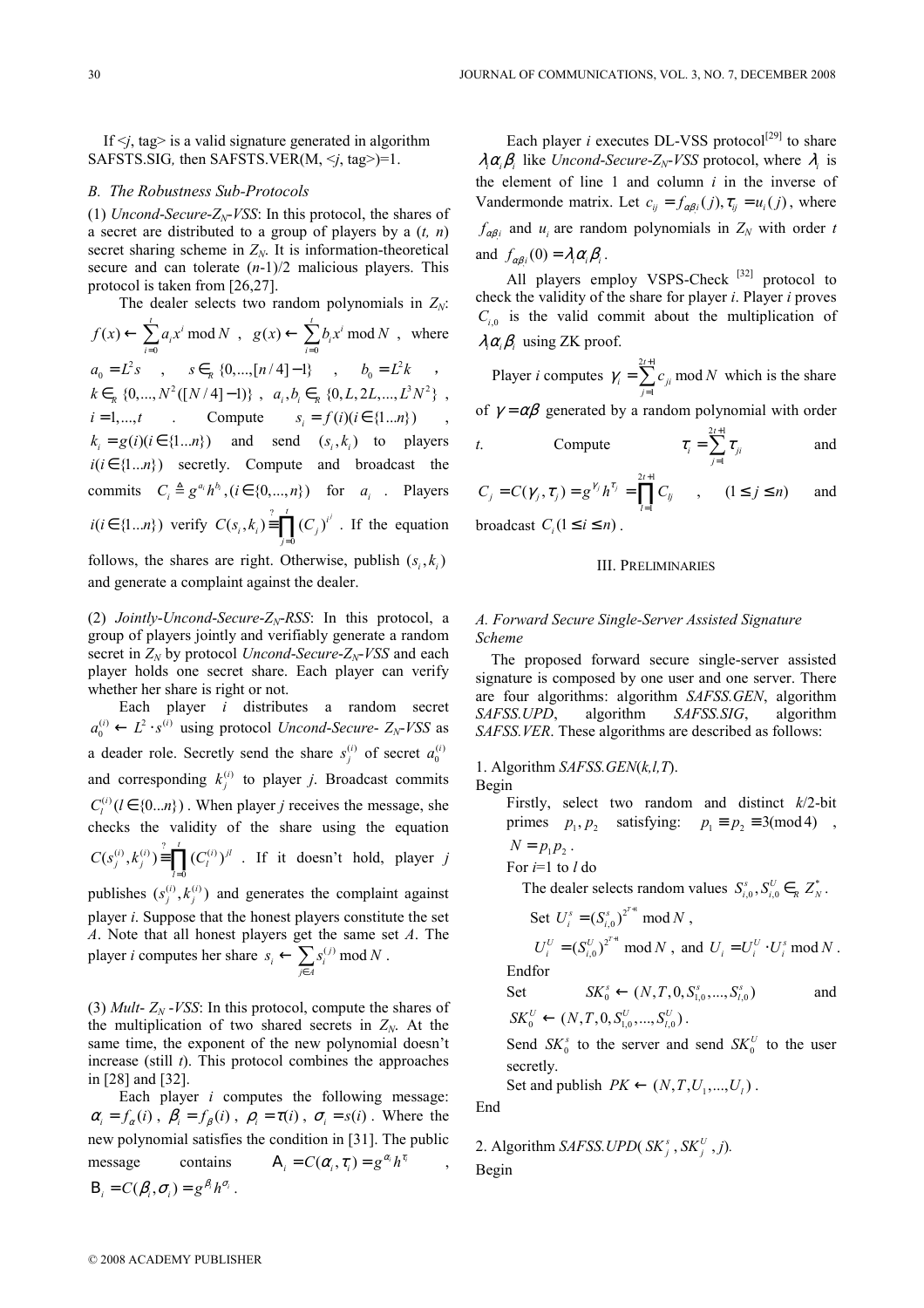If $<j, tag>$ is a valid signature generated in algorithm SAFSTS.SIG, then SAFSTS.VER(M, $<j, tag>$)=1.

### B. The Robustness Sub-Protocols

(1) *Uncond-Secure-$Z_N$-VSS*: In this protocol, the shares of a secret are distributed to a group of players by a $(t, n)$ secret sharing scheme in $Z_N$. It is information-theoretical secure and can tolerate $(n-1)/2$ malicious players. This protocol is taken from [26,27].

The dealer selects two random polynomials in $Z_N$: $f(x) \leftarrow \sum_{i=0}^{t} a_i x^i \bmod N$, $g(x) \leftarrow \sum_{i=0}^{t} b_i x^i \bmod N$, where $a_0 = L^2 s$, $s \in_R \{0,...,[n/4]-1\}$, $b_0 = L^2 k$, $k \in_R \{0,...,N^2([N/4]-1)\}$, $a_i, b_i \in_R \{0, L, 2L,..., L^3 N^2\}$, $i = 1,...,t$. Compute $s_i = f(i)(i \in \{1...n\})$, $k_i = g(i)(i \in \{1...n\})$ and send $(s_i, k_i)$ to players $i(i \in \{1...n\})$ secretly. Compute and broadcast the commits $C_i \triangleq g^{a_i} h^{b_i}, (i \in \{0,...,n\})$ for $a_i$. Players $i(i \in \{1...n\})$ verify $C(s_i, k_i) \overset{?}{\equiv} \prod_{j=0}^{t} (C_j)^{i^j}$. If the equation follows, the shares are right. Otherwise, publish $(s_i, k_i)$ and generate a complaint against the dealer.

(2) *Jointly-Uncond-Secure-$Z_N$-RSS*: In this protocol, a group of players jointly and verifiably generate a random secret in $Z_N$ by protocol *Uncond-Secure-$Z_N$-VSS* and each player holds one secret share. Each player can verify whether her share is right or not.

Each player $i$ distributes a random secret $a_0^{(i)} \leftarrow L^2 \cdot s^{(i)}$ using protocol *Uncond-Secure- $Z_N$-VSS* as a deader role. Secretly send the share $s_j^{(i)}$ of secret $a_0^{(i)}$ and corresponding $k_j^{(i)}$ to player $j$. Broadcast commits $C_l^{(i)}(l \in \{0...n\})$. When player $j$ receives the message, she checks the validity of the share using the equation $C(s_j^{(i)}, k_j^{(i)}) \overset{?}{\equiv} \prod_{l=0}^{t} (C_l^{(i)})^{jl}$. If it doesn't hold, player $j$ publishes $(s_j^{(i)}, k_j^{(i)})$ and generates the complaint against player $i$. Suppose that the honest players constitute the set $A$. Note that all honest players get the same set $A$. The player $i$ computes her share $s_i \leftarrow \sum_{j \in A} s_i^{(j)} \bmod N$.

(3) *Mult- $Z_N$ -VSS*: In this protocol, compute the shares of the multiplication of two shared secrets in $Z_N$. At the same time, the exponent of the new polynomial doesn't increase (still $t$). This protocol combines the approaches in [28] and [32].

Each player $i$ computes the following message: $\alpha_i = f_\alpha(i)$, $\beta_i = f_\beta(i)$, $\rho_i = \tau(i)$, $\sigma_i = s(i)$. Where the new polynomial satisfies the condition in [31]. The public message contains $A_i = C(\alpha_i, \tau_i) = g^{\alpha_i} h^{\tau_i}$, $B_i = C(\beta_i, \sigma_i) = g^{\beta_i} h^{\sigma_i}$.

Each player $i$ executes DL-VSS protocol[29] to share $\lambda_i \alpha_i \beta_i$ like *Uncond-Secure-$Z_N$-VSS* protocol, where $\lambda_i$ is the element of line 1 and column $i$ in the inverse of Vandermonde matrix. Let $c_{ij} = f_{\alpha\beta i}(j), \tau_{ij} = u_i(j)$, where $f_{\alpha\beta i}$ and $u_i$ are random polynomials in $Z_N$ with order $t$ and $f_{\alpha\beta i}(0) = \lambda_i \alpha_i \beta_i$.

All players employ VSPS-Check [32] protocol to check the validity of the share for player $i$. Player $i$ proves $C_{i,0}$ is the valid commit about the multiplication of $\lambda_i \alpha_i \beta_i$ using ZK proof.

Player $i$ computes $\gamma_i = \sum_{j=1}^{2t+1} c_{ji} \bmod N$ which is the share of $\gamma = \alpha\beta$ generated by a random polynomial with order $t$. Compute $\tau_i = \sum_{j=1}^{2t+1} \tau_{ji}$ and $C_j = C(\gamma_j, \tau_j) = g^{\gamma_j} h^{\tau_j} = \prod_{l=1}^{2t+1} C_{lj}$, $(1 \le j \le n)$ and broadcast $C_i (1 \le i \le n)$.

## III. Preliminaries

### A. Forward Secure Single-Server Assisted Signature Scheme

The proposed forward secure single-server assisted signature is composed by one user and one server. There are four algorithms: algorithm *SAFSS.GEN*, algorithm *SAFSS.UPD*, algorithm *SAFSS.SIG*, algorithm *SAFSS.VER*. These algorithms are described as follows:

1. Algorithm *SAFSS.GEN*($k,l,T$).

Begin

Firstly, select two random and distinct $k/2$-bit primes $p_1, p_2$ satisfying: $p_1 \equiv p_2 \equiv 3 (\bmod 4)$, $N = p_1 p_2$.

For $i$=1 to $l$ do

The dealer selects random values $S_{i,0}^s, S_{i,0}^U \in_R Z_N^*$.

Set $U_i^s = (S_{i,0}^s)^{2^{T+1}} \bmod N$,

$U_i^U = (S_{i,0}^U)^{2^{T+1}} \bmod N$, and $U_i = U_i^U \cdot U_i^s \bmod N$.

Endfor

Set $SK_0^s \leftarrow (N, T, 0, S_{1,0}^s, ..., S_{l,0}^s)$ and $SK_0^U \leftarrow (N, T, 0, S_{1,0}^U, ..., S_{l,0}^U)$.

Send $SK_0^s$ to the server and send $SK_0^U$ to the user secretly.

Set and publish $PK \leftarrow (N, T, U_1, ..., U_l)$.

End

2. Algorithm *SAFSS.UPD*( $SK_j^s$, $SK_j^U$, $j$).

Begin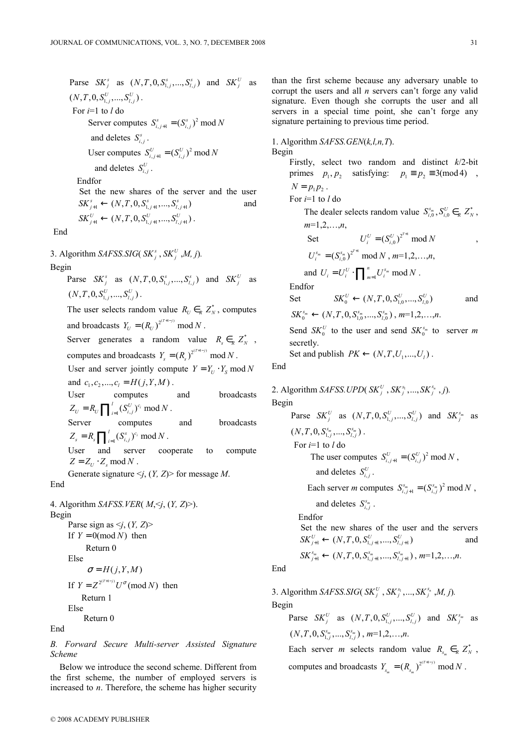Parse $SK_j^s$ as $(N,T,0,S_{1,j}^s,...,S_{l,j}^s)$ and $SK_j^U$ as $(N,T,0,S_{1,j}^U,...,S_{l,j}^U)$.

For $i$=1 to $l$ do

Server computes $S_{i,j+1}^s = (S_{i,j}^s)^2 \bmod N$ and deletes $S_{i,j}^s$.

User computes $S_{i,j+1}^U = (S_{i,j}^U)^2 \bmod N$ and deletes $S_{i,j}^U$.

Endfor

Set the new shares of the server and the user $SK_{j+1}^s \leftarrow (N,T,0,S_{1,j+1}^s,...,S_{l,j+1}^s)$ and $SK_{j+1}^U \leftarrow (N,T,0,S_{1,j+1}^U,...,S_{l,j+1}^U)$.

End

3. Algorithm *SAFSS.SIG*( $SK_j^s$ , $SK_j^U$ ,*M, j*).

Begin

Parse $SK_j^s$ as $(N,T,0,S_{1,j}^s,...,S_{l,j}^s)$ and $SK_j^U$ as $(N,T,0,S_{1,j}^U,...,S_{l,j}^U)$.

The user selects random value $R_U \in_R Z_N^*$, computes and broadcasts $Y_U = (R_U)^{2^{(T+1-j)}} \bmod N$.

Server generates a random value $R_s \in_R Z_N^*$, computes and broadcasts $Y_s = (R_s)^{2^{(T+1-j)}} \bmod N$.

User and server jointly compute $Y = Y_U \cdot Y_S \bmod N$ and $c_1, c_2, ..., c_l = H(j, Y, M)$.

User computes and broadcasts $Z_U = R_U \prod_{i=1}^{l} (S_{i,j}^U)^{c_i} \bmod N$.

Server computes and broadcasts $Z_s = R_s \prod_{i=1}^{l} (S_{i,j}^s)^{c_i} \bmod N$.

User and server cooperate to compute $Z = Z_U \cdot Z_s \bmod N$.

Generate signature <*j*, (*Y, Z*)> for message *M*.

End

4. Algorithm *SAFSS.VER*( *M*,<*j*, (*Y, Z*)>).

Begin

Parse sign as <*j*, (*Y, Z*)>

If $Y = 0 (\bmod N)$ then

Return 0

Else

$\sigma = H(j, Y, M)$

If $Y = Z^{2^{(T+1-j)}} U^{\sigma} (\bmod N)$ then

Return 1

Else

Return 0

End

*B. Forward Secure Multi-server Assisted Signature Scheme*

Below we introduce the second scheme. Different from the first scheme, the number of employed servers is increased to *n*. Therefore, the scheme has higher security than the first scheme because any adversary unable to corrupt the users and all *n* servers can't forge any valid signature. Even though she corrupts the user and all servers in a special time point, she can't forge any signature pertaining to previous time period.

1. Algorithm *SAFSS.GEN*(*k,l,n,T*).

Begin

Firstly, select two random and distinct *k*/2-bit primes $p_1, p_2$ satisfying: $p_1 \equiv p_2 \equiv 3 (\bmod 4)$ , $N = p_1 p_2$.

For $i$=1 to $l$ do

The dealer selects random value $S_{i,0}^{s_m}, S_{i,0}^U \in_R Z_N^*$, $m$=1,2,…,$n$,

Set $U_i^U = (S_{i,0}^U)^{2^{T+1}} \bmod N$ , $U_i^{s_m} = (S_{i,0}^{s_m})^{2^{T+1}} \bmod N$ , $m$=1,2,…,$n$,

and $U_i = U_i^U \cdot \prod_{m=1}^{n} U_i^{s_m} \bmod N$.

Endfor

Set $SK_0^U \leftarrow (N,T,0,S_{1,0}^U,...,S_{l,0}^U)$ and $SK_0^{s_m} \leftarrow (N,T,0,S_{1,0}^{s_m},...,S_{l,0}^{s_m})$ , $m$=1,2,…,$n$.

Send $SK_0^U$ to the user and send $SK_0^{s_m}$ to server $m$ secretly.

Set and publish $PK \leftarrow (N,T,U_1,...,U_l)$.

End

2. Algorithm *SAFSS.UPD*( $SK_j^U$ , $SK_j^{s_1}$ ,..., $SK_j^{s_n}$ , *j*).

Begin

Parse $SK_j^U$ as $(N,T,0,S_{1,j}^U,...,S_{l,j}^U)$ and $SK_j^{s_m}$ as $(N,T,0,S_{1,j}^{s_m},...,S_{l,j}^{s_m})$.

For $i$=1 to $l$ do

The user computes $S_{i,j+1}^U = (S_{i,j}^U)^2 \bmod N$, and deletes $S_{i,j}^U$.

Each server $m$ computes $S_{i,j+1}^{s_m} = (S_{i,j}^{s_m})^2 \bmod N$, and deletes $S_{i,j}^{s_m}$.

Endfor

Set the new shares of the user and the servers $SK_{j+1}^U \leftarrow (N,T,0,S_{1,j+1}^U,...,S_{l,j+1}^U)$ and $SK_{j+1}^{s_m} \leftarrow (N,T,0,S_{1,j+1}^{s_m},...,S_{l,j+1}^{s_m})$ , $m$=1,2,…,$n$.

End

3. Algorithm *SAFSS.SIG*( $SK_j^U$ , $SK_j^{s_1}$ ,..., $SK_j^{s_n}$ ,*M, j*).

Begin

Parse $SK_j^U$ as $(N,T,0,S_{1,j}^U,...,S_{l,j}^U)$ and $SK_j^{s_m}$ as $(N,T,0,S_{1,j}^{s_m},...,S_{l,j}^{s_m})$ , $m$=1,2,…,$n$.

Each server $m$ selects random value $R_{s_m} \in_R Z_N^*$, computes and broadcasts $Y_{s_m} = (R_{s_m})^{2^{(T+1-j)}} \bmod N$.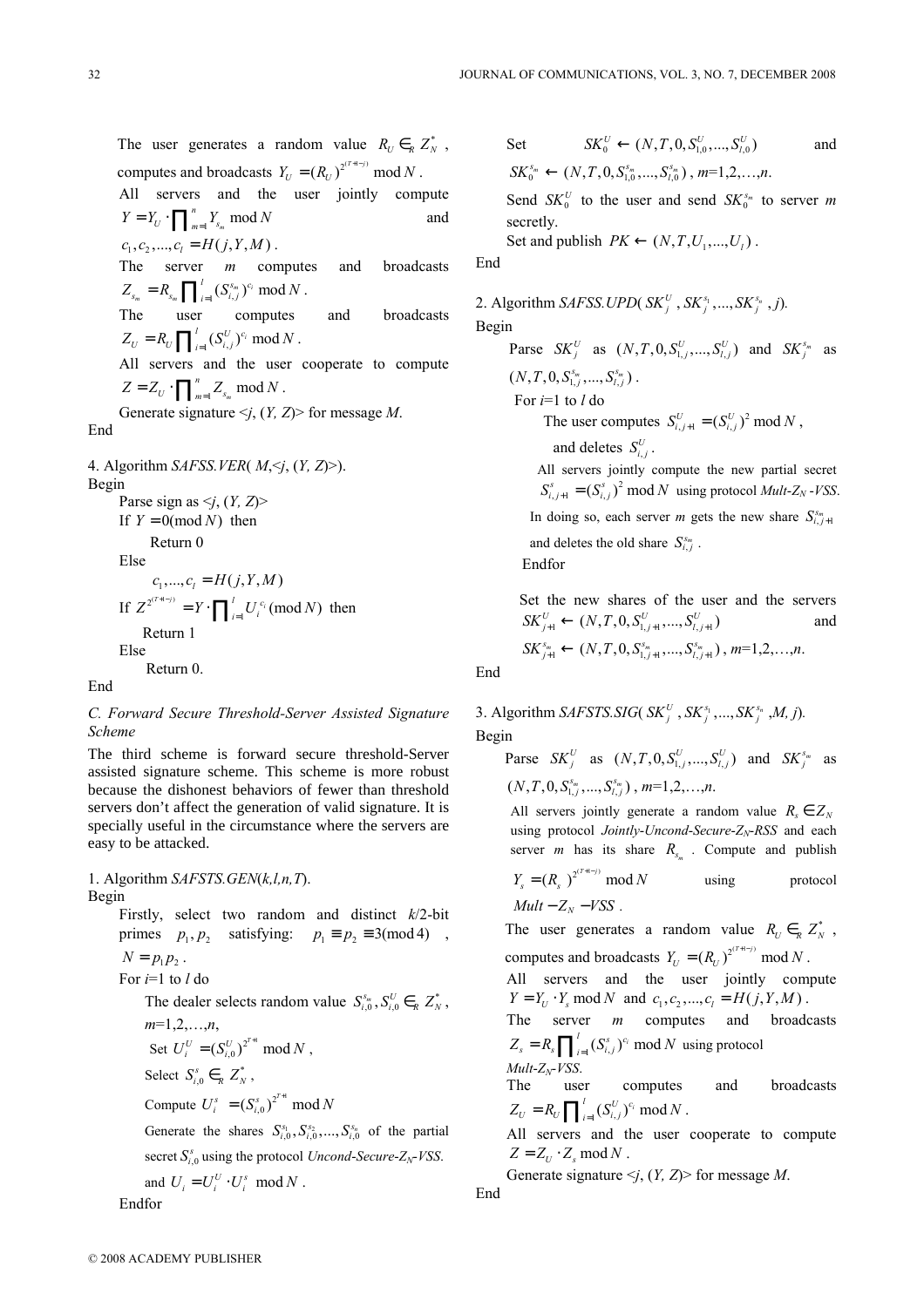The user generates a random value $R_U \in_R Z_N^*$, computes and broadcasts $Y_U = (R_U)^{2^{(T+1-j)}} \bmod N$.

All servers and the user jointly compute $Y = Y_U \cdot \prod_{m=1}^{n} Y_{s_m} \bmod N$ and $c_1, c_2, ..., c_l = H(j, Y, M)$.

The server $m$ computes and broadcasts $Z_{s_m} = R_{s_m} \prod_{i=1}^{l} (S_{i,j}^{s_m})^{c_i} \bmod N$.

The user computes and broadcasts $Z_U = R_U \prod_{i=1}^{l} (S_{i,j}^{U})^{c_i} \bmod N$.

All servers and the user cooperate to compute $Z = Z_U \cdot \prod_{m=1}^{n} Z_{s_m} \bmod N$.

Generate signature <$j$, ($Y$, $Z$)> for message $M$.

End

4. Algorithm *SAFSS.VER*( $M$,<$j$, ($Y$, $Z$)>).

Begin

Parse sign as <$j$, ($Y$, $Z$)>

If $Y = 0 (\bmod N)$ then

Return 0

Else

$c_1, ..., c_l = H(j, Y, M)$

If $Z^{2^{(T+1-j)}} = Y \cdot \prod_{i=1}^{l} U_i^{c_i} (\bmod N)$ then

Return 1

Else

Return 0.

End

*C. Forward Secure Threshold-Server Assisted Signature Scheme*

The third scheme is forward secure threshold-Server assisted signature scheme. This scheme is more robust because the dishonest behaviors of fewer than threshold servers don't affect the generation of valid signature. It is specially useful in the circumstance where the servers are easy to be attacked.

1. Algorithm *SAFSTS.GEN*($k$,$l$,$n$,$T$).

Begin

Firstly, select two random and distinct $k/2$-bit primes $p_1, p_2$ satisfying: $p_1 \equiv p_2 \equiv 3 (\bmod 4)$, $N = p_1 p_2$.

For $i$=1 to $l$ do

The dealer selects random value $S_{i,0}^{s_m}, S_{i,0}^{U} \in_R Z_N^*$, $m$=1,2,…,$n$,

Set $U_i^U = (S_{i,0}^U)^{2^{T+1}} \bmod N$,

Select $S_{i,0}^s \in_R Z_N^*$,

Compute $U_i^s = (S_{i,0}^s)^{2^{T+1}} \bmod N$

Generate the shares $S_{i,0}^{s_1}, S_{i,0}^{s_2}, ..., S_{i,0}^{s_n}$ of the partial secret $S_{i,0}^s$ using the protocol *Uncond-Secure-$Z_N$-VSS*.

and $U_i = U_i^U \cdot U_i^s \bmod N$.

Endfor

Set $SK_0^U \leftarrow (N, T, 0, S_{1,0}^U, ..., S_{l,0}^U)$ and $SK_0^{s_m} \leftarrow (N, T, 0, S_{1,0}^{s_m}, ..., S_{l,0}^{s_m})$, $m$=1,2,…,$n$.

Send $SK_0^U$ to the user and send $SK_0^{s_m}$ to server $m$ secretly.

Set and publish $PK \leftarrow (N, T, U_1, ..., U_l)$.

End

2. Algorithm *SAFSS.UPD*( $SK_j^U$ , $SK_j^{s_1}, ..., SK_j^{s_n}$ , $j$).

Begin

Parse $SK_j^U$ as $(N, T, 0, S_{1,j}^U, ..., S_{l,j}^U)$ and $SK_j^{s_m}$ as $(N, T, 0, S_{1,j}^{s_m}, ..., S_{l,j}^{s_m})$.

For $i$=1 to $l$ do

The user computes $S_{i,j+1}^U = (S_{i,j}^U)^2 \bmod N$, and deletes $S_{i,j}^U$.

All servers jointly compute the new partial secret $S_{i,j+1}^s = (S_{i,j}^s)^2 \bmod N$ using protocol *Mult-$Z_N$-VSS*.

In doing so, each server $m$ gets the new share $S_{i,j+1}^{s_m}$ and deletes the old share $S_{i,j}^{s_m}$.

Endfor

Set the new shares of the user and the servers $SK_{j+1}^U \leftarrow (N, T, 0, S_{1,j+1}^U, ..., S_{l,j+1}^U)$ and $SK_{j+1}^{s_m} \leftarrow (N, T, 0, S_{1,j+1}^{s_m}, ..., S_{l,j+1}^{s_m})$, $m$=1,2,…,$n$.

End

3. Algorithm *SAFSTS.SIG*( $SK_j^U$ , $SK_j^{s_1}, ..., SK_j^{s_n}$ ,$M$, $j$).

Begin

Parse $SK_j^U$ as $(N, T, 0, S_{1,j}^U, ..., S_{l,j}^U)$ and $SK_j^{s_m}$ as $(N, T, 0, S_{1,j}^{s_m}, ..., S_{l,j}^{s_m})$, $m$=1,2,…,$n$.

All servers jointly generate a random value $R_s \in Z_N$ using protocol *Jointly-Uncond-Secure-$Z_N$-RSS* and each server $m$ has its share $R_{s_m}$ . Compute and publish $Y_s = (R_s)^{2^{(T+1-j)}} \bmod N$ using protocol $Mult-Z_N-VSS$.

The user generates a random value $R_U \in_R Z_N^*$, computes and broadcasts $Y_U = (R_U)^{2^{(T+1-j)}} \bmod N$.

All servers and the user jointly compute $Y = Y_U \cdot Y_s \bmod N$ and $c_1, c_2, ..., c_l = H(j, Y, M)$.

The server $m$ computes and broadcasts $Z_s = R_s \prod_{i=1}^{l} (S_{i,j}^s)^{c_i} \bmod N$ using protocol *Mult-$Z_N$-VSS*.

The user computes and broadcasts $Z_U = R_U \prod_{i=1}^{l} (S_{i,j}^U)^{c_i} \bmod N$.

All servers and the user cooperate to compute $Z = Z_U \cdot Z_s \bmod N$.

Generate signature <$j$, ($Y$, $Z$)> for message $M$.

End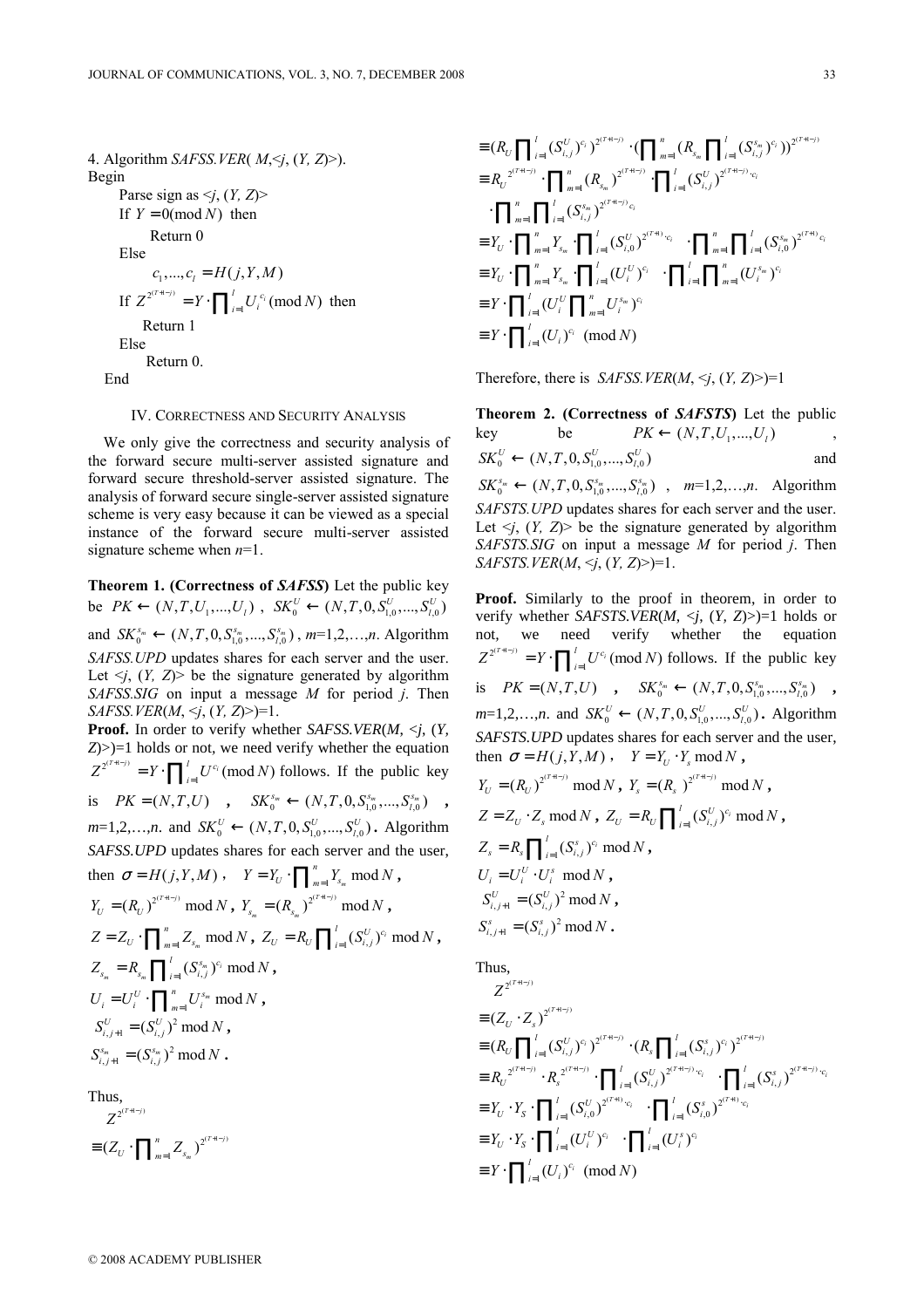4. Algorithm *SAFSS.VER*( *M*,<*j*, (*Y, Z*)>).
Begin

Parse sign as <*j*, (*Y, Z*)>

If $Y = 0 (\bmod N)$ then

Return 0

Else

$c_1,...,c_l = H(j,Y,M)$

If $Z^{2^{(T+1-j)}} = Y \cdot \prod_{i=1}^{l} U_i^{c_i} (\bmod N)$ then

Return 1

Else

Return 0.

End

## IV. Correctness and Security Analysis

We only give the correctness and security analysis of the forward secure multi-server assisted signature and forward secure threshold-server assisted signature. The analysis of forward secure single-server assisted signature scheme is very easy because it can be viewed as a special instance of the forward secure multi-server assisted signature scheme when $n$=1.

**Theorem 1. (Correctness of *SAFSS*)** Let the public key be $PK \leftarrow (N,T,U_1,...,U_l)$, $SK_0^U \leftarrow (N,T,0,S_{1,0}^U,...,S_{l,0}^U)$ and $SK_0^{s_m} \leftarrow (N,T,0,S_{1,0}^{s_m},...,S_{l,0}^{s_m})$, $m$=1,2,…,$n$. Algorithm *SAFSS.UPD* updates shares for each server and the user. Let <*j*, (*Y, Z*)> be the signature generated by algorithm *SAFSS.SIG* on input a message *M* for period *j*. Then *SAFSS.VER*(*M*, <*j*, (*Y, Z*)>)=1.

**Proof.** In order to verify whether *SAFSS.VER*(*M*, <*j*, (*Y, Z*)>)=1 holds or not, we need verify whether the equation $Z^{2^{(T+1-j)}} = Y \cdot \prod_{i=1}^{l} U^{c_i} (\bmod N)$ follows. If the public key is $PK = (N,T,U)$, $SK_0^{s_m} \leftarrow (N,T,0,S_{1,0}^{s_m},...,S_{l,0}^{s_m})$, $m$=1,2,…,$n$. and $SK_0^U \leftarrow (N,T,0,S_{1,0}^U,...,S_{l,0}^U)$. Algorithm *SAFSS.UPD* updates shares for each server and the user, then $\sigma = H(j,Y,M)$, $Y = Y_U \cdot \prod_{m=1}^{n} Y_{s_m} \bmod N$,

$Y_U = (R_U)^{2^{(T+1-j)}} \bmod N$, $Y_{s_m} = (R_{s_m})^{2^{(T+1-j)}} \bmod N$,

$Z = Z_U \cdot \prod_{m=1}^{n} Z_{s_m} \bmod N$, $Z_U = R_U \prod_{i=1}^{l} (S_{i,j}^U)^{c_i} \bmod N$,

$Z_{s_m} = R_{s_m} \prod_{i=1}^{l} (S_{i,j}^{s_m})^{c_i} \bmod N$,

$U_i = U_i^U \cdot \prod_{m=1}^{n} U_i^{s_m} \bmod N$,

$S_{i,j+1}^U = (S_{i,j}^U)^2 \bmod N$,

$S_{i,j+1}^{s_m} = (S_{i,j}^{s_m})^2 \bmod N$.

Thus,

$$
\begin{aligned}
& Z^{2^{(T+1-j)}} \\
& \equiv (Z_U \cdot \prod_{m=1}^{n} Z_{s_m})^{2^{(T+1-j)}} \\
& \equiv (R_U \prod_{i=1}^{l} (S_{i,j}^U)^{c_i})^{2^{(T+1-j)}} \cdot (\prod_{m=1}^{n} (R_{s_m} \prod_{i=1}^{l} (S_{i,j}^{s_m})^{c_i}))^{2^{(T+1-j)}} \\
& \equiv R_U^{2^{(T+1-j)}} \cdot \prod_{m=1}^{n} (R_{s_m})^{2^{(T+1-j)}} \cdot \prod_{i=1}^{l} (S_{i,j}^U)^{2^{(T+1-j)} \cdot c_i} \\
& \quad \cdot \prod_{m=1}^{n} \prod_{i=1}^{l} (S_{i,j}^{s_m})^{2^{(T+1-j)} c_i} \\
& \equiv Y_U \cdot \prod_{m=1}^{n} Y_{s_m} \cdot \prod_{i=1}^{l} (S_{i,0}^U)^{2^{(T+1)} \cdot c_i} \cdot \prod_{m=1}^{n} \prod_{i=1}^{l} (S_{i,0}^{s_m})^{2^{(T+1)} c_i} \\
& \equiv Y_U \cdot \prod_{m=1}^{n} Y_{s_m} \cdot \prod_{i=1}^{l} (U_i^U)^{c_i} \cdot \prod_{i=1}^{l} \prod_{m=1}^{n} (U_i^{s_m})^{c_i} \\
& \equiv Y \cdot \prod_{i=1}^{l} (U_i^U \prod_{m=1}^{n} U_i^{s_m})^{c_i} \\
& \equiv Y \cdot \prod_{i=1}^{l} (U_i)^{c_i} \pmod N
\end{aligned}
$$

Therefore, there is *SAFSS.VER*(*M*, <*j*, (*Y, Z*)>)=1

**Theorem 2. (Correctness of *SAFSTS*)** Let the public key be $PK \leftarrow (N,T,U_1,...,U_l)$, $SK_0^U \leftarrow (N,T,0,S_{1,0}^U,...,S_{l,0}^U)$ and $SK_0^{s_m} \leftarrow (N,T,0,S_{1,0}^{s_m},...,S_{l,0}^{s_m})$, $m$=1,2,…,$n$. Algorithm *SAFSTS.UPD* updates shares for each server and the user. Let <*j*, (*Y, Z*)> be the signature generated by algorithm *SAFSTS.SIG* on input a message *M* for period *j*. Then *SAFSTS.VER*(*M*, <*j*, (*Y, Z*)>)=1.

**Proof.** Similarly to the proof in theorem, in order to verify whether *SAFSTS.VER*(*M*, <*j*, (*Y, Z*)>)=1 holds or not, we need verify whether the equation $Z^{2^{(T+1-j)}} = Y \cdot \prod_{i=1}^{l} U^{c_i} (\bmod N)$ follows. If the public key is $PK = (N,T,U)$, $SK_0^{s_m} \leftarrow (N,T,0,S_{1,0}^{s_m},...,S_{l,0}^{s_m})$, $m$=1,2,…,$n$. and $SK_0^U \leftarrow (N,T,0,S_{1,0}^U,...,S_{l,0}^U)$. Algorithm *SAFSTS.UPD* updates shares for each server and the user, then $\sigma = H(j,Y,M)$, $Y = Y_U \cdot Y_s \bmod N$,

$Y_U = (R_U)^{2^{(T+1-j)}} \bmod N$, $Y_s = (R_s)^{2^{(T+1-j)}} \bmod N$,

$Z = Z_U \cdot Z_s \bmod N$, $Z_U = R_U \prod_{i=1}^{l} (S_{i,j}^U)^{c_i} \bmod N$,

$Z_s = R_s \prod_{i=1}^{l} (S_{i,j}^s)^{c_i} \bmod N$,

$U_i = U_i^U \cdot U_i^s \bmod N$,

$S_{i,j+1}^U = (S_{i,j}^U)^2 \bmod N$,

$S_{i,j+1}^s = (S_{i,j}^s)^2 \bmod N$.

Thus,

$$
\begin{aligned}
& Z^{2^{(T+1-j)}} \\
& \equiv (Z_U \cdot Z_s)^{2^{(T+1-j)}} \\
& \equiv (R_U \prod_{i=1}^{l} (S_{i,j}^U)^{c_i})^{2^{(T+1-j)}} \cdot (R_s \prod_{i=1}^{l} (S_{i,j}^s)^{c_i})^{2^{(T+1-j)}} \\
& \equiv R_U^{2^{(T+1-j)}} \cdot R_s^{2^{(T+1-j)}} \cdot \prod_{i=1}^{l} (S_{i,j}^U)^{2^{(T+1-j)} \cdot c_i} \cdot \prod_{i=1}^{l} (S_{i,j}^s)^{2^{(T+1-j)} \cdot c_i} \\
& \equiv Y_U \cdot Y_S \cdot \prod_{i=1}^{l} (S_{i,0}^U)^{2^{(T+1)} \cdot c_i} \cdot \prod_{i=1}^{l} (S_{i,0}^s)^{2^{(T+1)} \cdot c_i} \\
& \equiv Y_U \cdot Y_S \cdot \prod_{i=1}^{l} (U_i^U)^{c_i} \cdot \prod_{i=1}^{l} (U_i^s)^{c_i} \\
& \equiv Y \cdot \prod_{i=1}^{l} (U_i)^{c_i} \pmod N
\end{aligned}
$$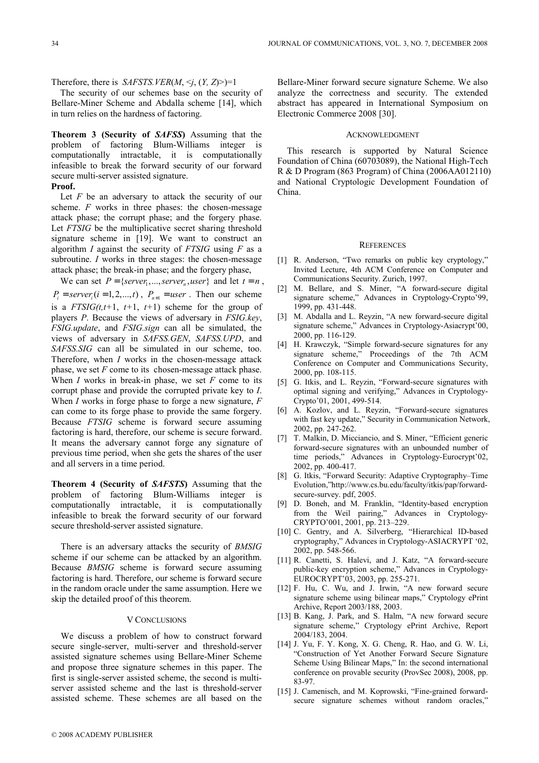Therefore, there is *SAFSTS.VER*($M$, <$j$, ($Y$, $Z$)>)=1

The security of our schemes base on the security of Bellare-Miner Scheme and Abdalla scheme [14], which in turn relies on the hardness of factoring.

**Theorem 3 (Security of *SAFSS*)** Assuming that the problem of factoring Blum-Williams integer is computationally intractable, it is computationally infeasible to break the forward security of our forward secure multi-server assisted signature.

**Proof.**

Let $F$ be an adversary to attack the security of our scheme. $F$ works in three phases: the chosen-message attack phase; the corrupt phase; and the forgery phase. Let *FTSIG* be the multiplicative secret sharing threshold signature scheme in [19]. We want to construct an algorithm $I$ against the security of *FTSIG* using $F$ as a subroutine. $I$ works in three stages: the chosen-message attack phase; the break-in phase; and the forgery phase,

We can set $P = \{server_1, ..., server_n, user\}$ and let $t = n$, $P_i = server_i (i = 1, 2, ..., t)$, $P_{n+1} = user$. Then our scheme is a *FTSIG($t$,$t$+1, $t$+1, $t$+1)* scheme for the group of players $P$. Because the views of adversary in *FSIG.key*, *FSIG.update*, and *FSIG.sign* can all be simulated, the views of adversary in *SAFSS.GEN*, *SAFSS.UPD*, and *SAFSS.SIG* can all be simulated in our scheme, too. Therefore, when $I$ works in the chosen-message attack phase, we set $F$ come to its chosen-message attack phase. When $I$ works in break-in phase, we set $F$ come to its corrupt phase and provide the corrupted private key to $I$. When $I$ works in forge phase to forge a new signature, $F$ can come to its forge phase to provide the same forgery. Because *FTSIG* scheme is forward secure assuming factoring is hard, therefore, our scheme is secure forward. It means the adversary cannot forge any signature of previous time period, when she gets the shares of the user and all servers in a time period.

**Theorem 4 (Security of *SAFSTS*)** Assuming that the problem of factoring Blum-Williams integer is computationally intractable, it is computationally infeasible to break the forward security of our forward secure threshold-server assisted signature.

There is an adversary attacks the security of *BMSIG* scheme if our scheme can be attacked by an algorithm. Because *BMSIG* scheme is forward secure assuming factoring is hard. Therefore, our scheme is forward secure in the random oracle under the same assumption. Here we skip the detailed proof of this theorem.

## V Conclusions

We discuss a problem of how to construct forward secure single-server, multi-server and threshold-server assisted signature schemes using Bellare-Miner Scheme and propose three signature schemes in this paper. The first is single-server assisted scheme, the second is multi-server assisted scheme and the last is threshold-server assisted scheme. These schemes are all based on the Bellare-Miner forward secure signature Scheme. We also analyze the correctness and security. The extended abstract has appeared in International Symposium on Electronic Commerce 2008 [30].

## Acknowledgment

This research is supported by Natural Science Foundation of China (60703089), the National High-Tech R & D Program (863 Program) of China (2006AA012110) and National Cryptologic Development Foundation of China.

## References

[1] R. Anderson, "Two remarks on public key cryptology," Invited Lecture, 4th ACM Conference on Computer and Communications Security. Zurich, 1997.

[2] M. Bellare, and S. Miner, "A forward-secure digital signature scheme," Advances in Cryptology-Crypto'99, 1999, pp. 431-448.

[3] M. Abdalla and L. Reyzin, "A new forward-secure digital signature scheme," Advances in Cryptology-Asiacrypt'00, 2000, pp. 116-129.

[4] H. Krawczyk, "Simple forward-secure signatures for any signature scheme," Proceedings of the 7th ACM Conference on Computer and Communications Security, 2000, pp. 108-115.

[5] G. Itkis, and L. Reyzin, "Forward-secure signatures with optimal signing and verifying," Advances in Cryptology-Crypto'01, 2001, 499-514.

[6] A. Kozlov, and L. Reyzin, "Forward-secure signatures with fast key update," Security in Communication Network, 2002, pp. 247-262.

[7] T. Malkin, D. Micciancio, and S. Miner, "Efficient generic forward-secure signatures with an unbounded number of time periods," Advances in Cryptology-Eurocrypt'02, 2002, pp. 400-417.

[8] G. Itkis, "Forward Security: Adaptive Cryptography–Time Evolution,"http://www.cs.bu.edu/faculty/itkis/pap/forward-secure-survey. pdf, 2005.

[9] D. Boneh, and M. Franklin, "Identity-based encryption from the Weil pairing," Advances in Cryptology-CRYPTO'001, 2001, pp. 213–229.

[10] C. Gentry, and A. Silverberg, "Hierarchical ID-based cryptography," Advances in Cryptology-ASIACRYPT '02, 2002, pp. 548-566.

[11] R. Canetti, S. Halevi, and J. Katz, "A forward-secure public-key encryption scheme," Advances in Cryptology-EUROCRYPT'03, 2003, pp. 255-271.

[12] F. Hu, C. Wu, and J. Irwin, "A new forward secure signature scheme using bilinear maps," Cryptology ePrint Archive, Report 2003/188, 2003.

[13] B. Kang, J. Park, and S. Halm, "A new forward secure signature scheme," Cryptology ePrint Archive, Report 2004/183, 2004.

[14] J. Yu, F. Y. Kong, X. G. Cheng, R. Hao, and G. W. Li, "Construction of Yet Another Forward Secure Signature Scheme Using Bilinear Maps," In: the second international conference on provable security (ProvSec 2008), 2008, pp. 83-97.

[15] J. Camenisch, and M. Koprowski, "Fine-grained forward-secure signature schemes without random oracles,"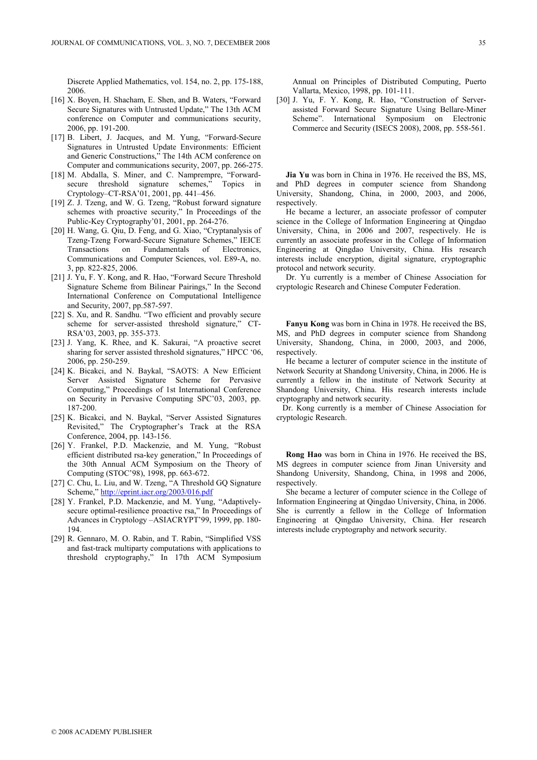Discrete Applied Mathematics, vol. 154, no. 2, pp. 175-188, 2006.

[16] X. Boyen, H. Shacham, E. Shen, and B. Waters, "Forward Secure Signatures with Untrusted Update," The 13th ACM conference on Computer and communications security, 2006, pp. 191-200.

[17] B. Libert, J. Jacques, and M. Yung, "Forward-Secure Signatures in Untrusted Update Environments: Efficient and Generic Constructions," The 14th ACM conference on Computer and communications security, 2007, pp. 266-275.

[18] M. Abdalla, S. Miner, and C. Namprempre, "Forward-secure threshold signature schemes," Topics in Cryptology–CT-RSA'01, 2001, pp. 441–456.

[19] Z. J. Tzeng, and W. G. Tzeng, "Robust forward signature schemes with proactive security," In Proceedings of the Public-Key Cryptography'01, 2001, pp. 264-276.

[20] H. Wang, G. Qiu, D. Feng, and G. Xiao, "Cryptanalysis of Tzeng-Tzeng Forward-Secure Signature Schemes," IEICE Transactions on Fundamentals of Electronics, Communications and Computer Sciences, vol. E89-A, no. 3, pp. 822-825, 2006.

[21] J. Yu, F. Y. Kong, and R. Hao, "Forward Secure Threshold Signature Scheme from Bilinear Pairings," In the Second International Conference on Computational Intelligence and Security, 2007, pp.587-597.

[22] S. Xu, and R. Sandhu. "Two efficient and provably secure scheme for server-assisted threshold signature," CT-RSA'03, 2003, pp. 355-373.

[23] J. Yang, K. Rhee, and K. Sakurai, "A proactive secret sharing for server assisted threshold signatures," HPCC '06, 2006, pp. 250-259.

[24] K. Bicakci, and N. Baykal, "SAOTS: A New Efficient Server Assisted Signature Scheme for Pervasive Computing," Proceedings of 1st International Conference on Security in Pervasive Computing SPC'03, 2003, pp. 187-200.

[25] K. Bicakci, and N. Baykal, "Server Assisted Signatures Revisited," The Cryptographer's Track at the RSA Conference, 2004, pp. 143-156.

[26] Y. Frankel, P.D. Mackenzie, and M. Yung, "Robust efficient distributed rsa-key generation," In Proceedings of the 30th Annual ACM Symposium on the Theory of Computing (STOC'98), 1998, pp. 663-672.

[27] C. Chu, L. Liu, and W. Tzeng, "A Threshold GQ Signature Scheme," http://eprint.iacr.org/2003/016.pdf

[28] Y. Frankel, P.D. Mackenzie, and M. Yung, "Adaptively-secure optimal-resilience proactive rsa," In Proceedings of Advances in Cryptology –ASIACRYPT'99, 1999, pp. 180-194.

[29] R. Gennaro, M. O. Rabin, and T. Rabin, "Simplified VSS and fast-track multiparty computations with applications to threshold cryptography," In 17th ACM Symposium Annual on Principles of Distributed Computing, Puerto Vallarta, Mexico, 1998, pp. 101-111.

[30] J. Yu, F. Y. Kong, R. Hao, "Construction of Server-assisted Forward Secure Signature Using Bellare-Miner Scheme". International Symposium on Electronic Commerce and Security (ISECS 2008), 2008, pp. 558-561.

**Jia Yu** was born in China in 1976. He received the BS, MS, and PhD degrees in computer science from Shandong University, Shandong, China, in 2000, 2003, and 2006, respectively.

He became a lecturer, an associate professor of computer science in the College of Information Engineering at Qingdao University, China, in 2006 and 2007, respectively. He is currently an associate professor in the College of Information Engineering at Qingdao University, China. His research interests include encryption, digital signature, cryptographic protocol and network security.

Dr. Yu currently is a member of Chinese Association for cryptologic Research and Chinese Computer Federation.

**Fanyu Kong** was born in China in 1978. He received the BS, MS, and PhD degrees in computer science from Shandong University, Shandong, China, in 2000, 2003, and 2006, respectively.

He became a lecturer of computer science in the institute of Network Security at Shandong University, China, in 2006. He is currently a fellow in the institute of Network Security at Shandong University, China. His research interests include cryptography and network security.

Dr. Kong currently is a member of Chinese Association for cryptologic Research.

**Rong Hao** was born in China in 1976. He received the BS, MS degrees in computer science from Jinan University and Shandong University, Shandong, China, in 1998 and 2006, respectively.

She became a lecturer of computer science in the College of Information Engineering at Qingdao University, China, in 2006. She is currently a fellow in the College of Information Engineering at Qingdao University, China. Her research interests include cryptography and network security.